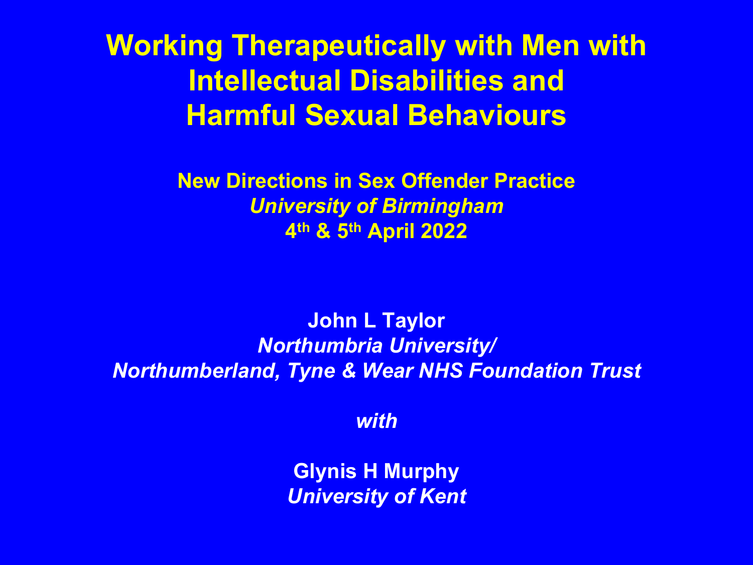# Working Therapeutically with Men with Intellectual Disabilities and Harmful Sexual Behaviours

**New Directions in Sex Offender Practice**
***University of Birmingham***
**4th & 5th April 2022**

**John L Taylor**
***Northumbria University/***
***Northumberland, Tyne & Wear NHS Foundation Trust***

***with***

**Glynis H Murphy**
***University of Kent***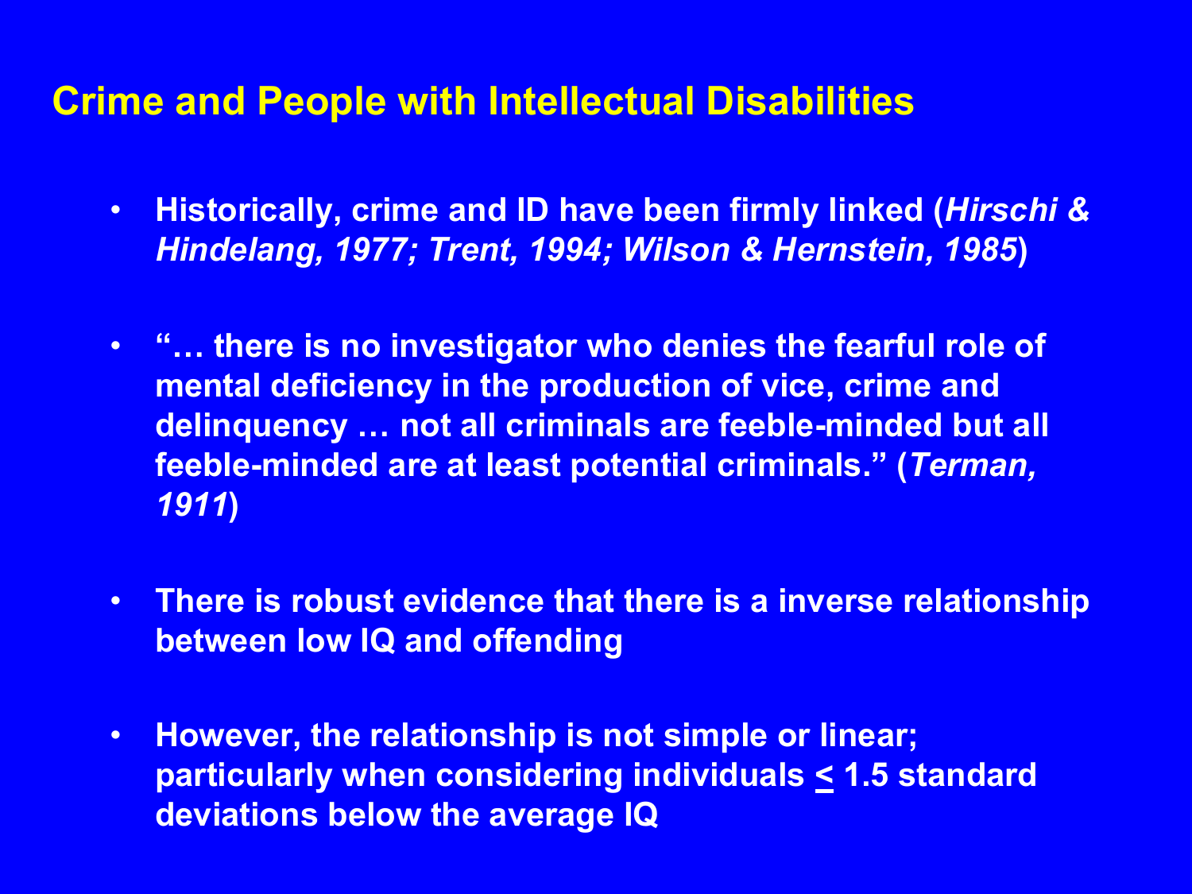# Crime and People with Intellectual Disabilities

- **Historically, crime and ID have been firmly linked (*Hirschi & Hindelang, 1977; Trent, 1994; Wilson & Hernstein, 1985*)**
- **"… there is no investigator who denies the fearful role of mental deficiency in the production of vice, crime and delinquency … not all criminals are feeble-minded but all feeble-minded are at least potential criminals." (*Terman, 1911*)**
- **There is robust evidence that there is a inverse relationship between low IQ and offending**
- **However, the relationship is not simple or linear; particularly when considering individuals $\leq$ 1.5 standard deviations below the average IQ**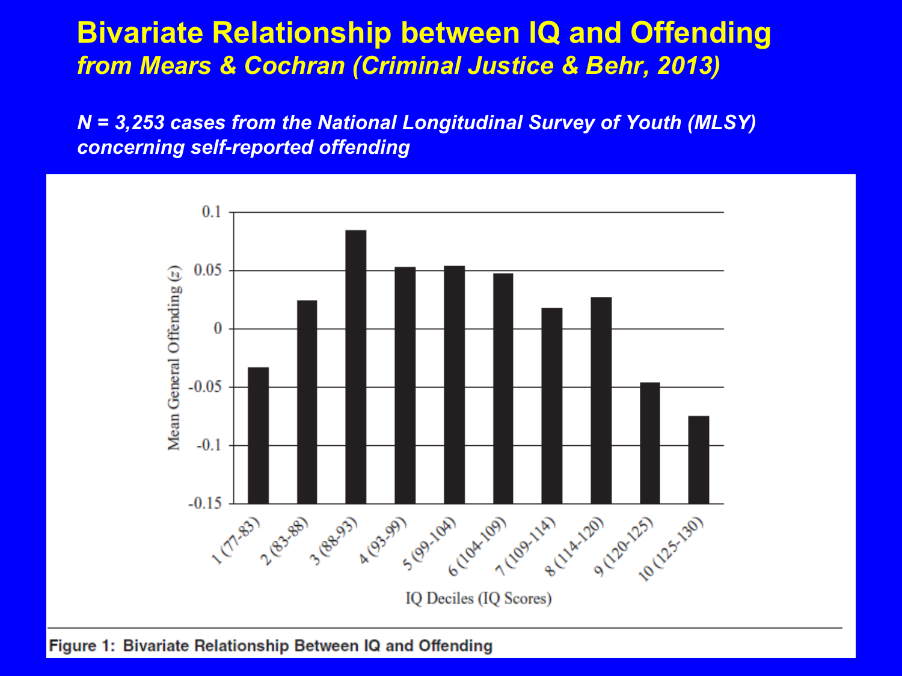# Bivariate Relationship between IQ and Offending

## *from Mears & Cochran (Criminal Justice & Behr, 2013)*

***N = 3,253 cases from the National Longitudinal Survey of Youth (MLSY) concerning self-reported offending***

Figure 1: Bivariate Relationship Between IQ and Offending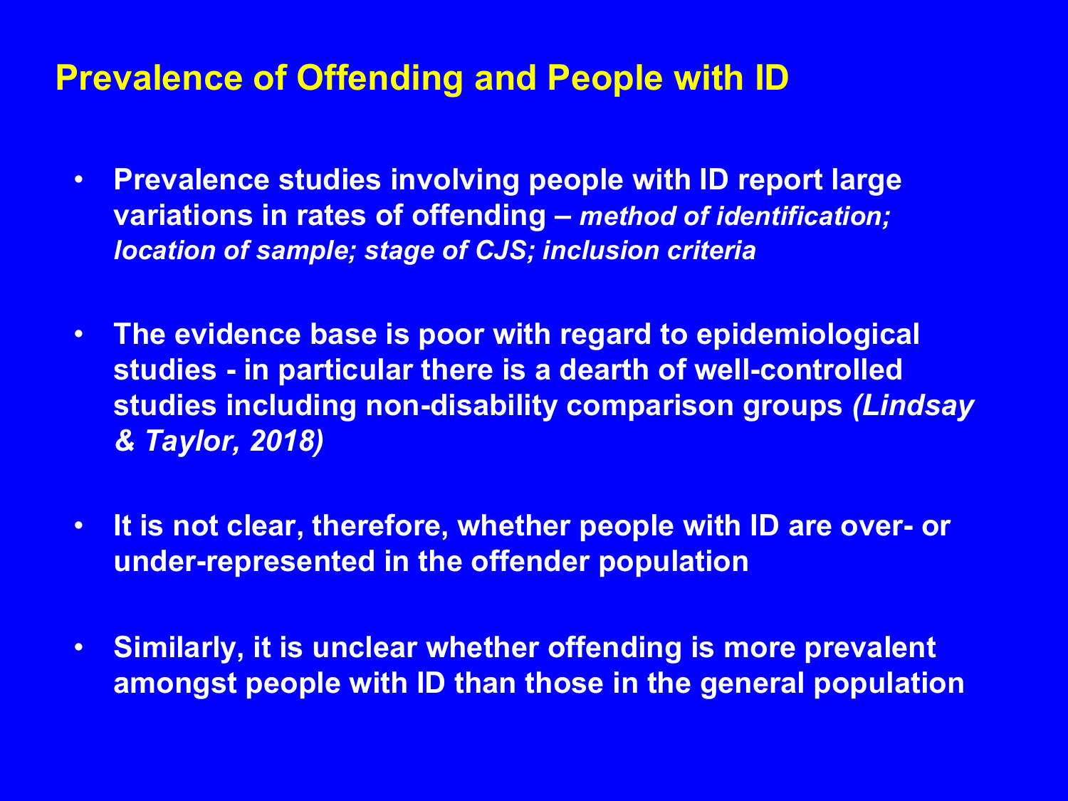## Prevalence of Offending and People with ID

- **Prevalence studies involving people with ID report large variations in rates of offending –** ***method of identification; location of sample; stage of CJS; inclusion criteria***
- **The evidence base is poor with regard to epidemiological studies - in particular there is a dearth of well-controlled studies including non-disability comparison groups** ***(Lindsay & Taylor, 2018)***
- **It is not clear, therefore, whether people with ID are over- or under-represented in the offender population**
- **Similarly, it is unclear whether offending is more prevalent amongst people with ID than those in the general population**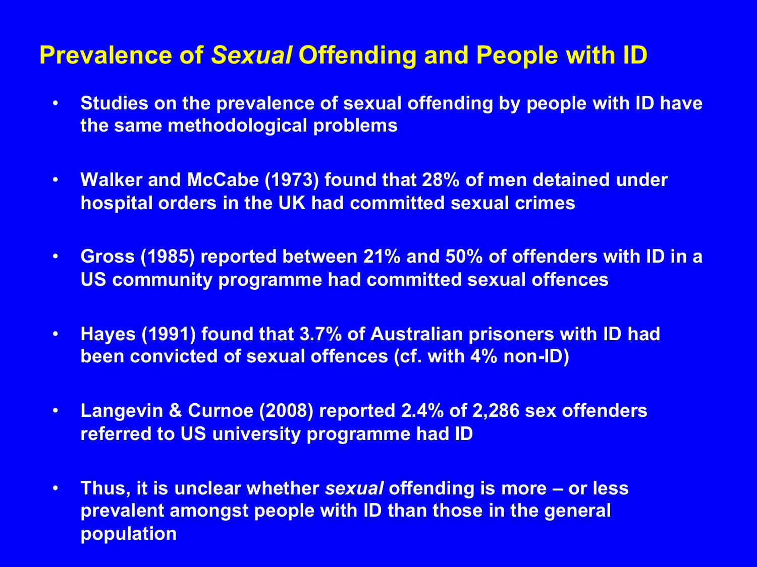# Prevalence of *Sexual* Offending and People with ID

- Studies on the prevalence of sexual offending by people with ID have the same methodological problems
- Walker and McCabe (1973) found that 28% of men detained under hospital orders in the UK had committed sexual crimes
- Gross (1985) reported between 21% and 50% of offenders with ID in a US community programme had committed sexual offences
- Hayes (1991) found that 3.7% of Australian prisoners with ID had been convicted of sexual offences (cf. with 4% non-ID)
- Langevin & Curnoe (2008) reported 2.4% of 2,286 sex offenders referred to US university programme had ID
- Thus, it is unclear whether *sexual* offending is more – or less prevalent amongst people with ID than those in the general population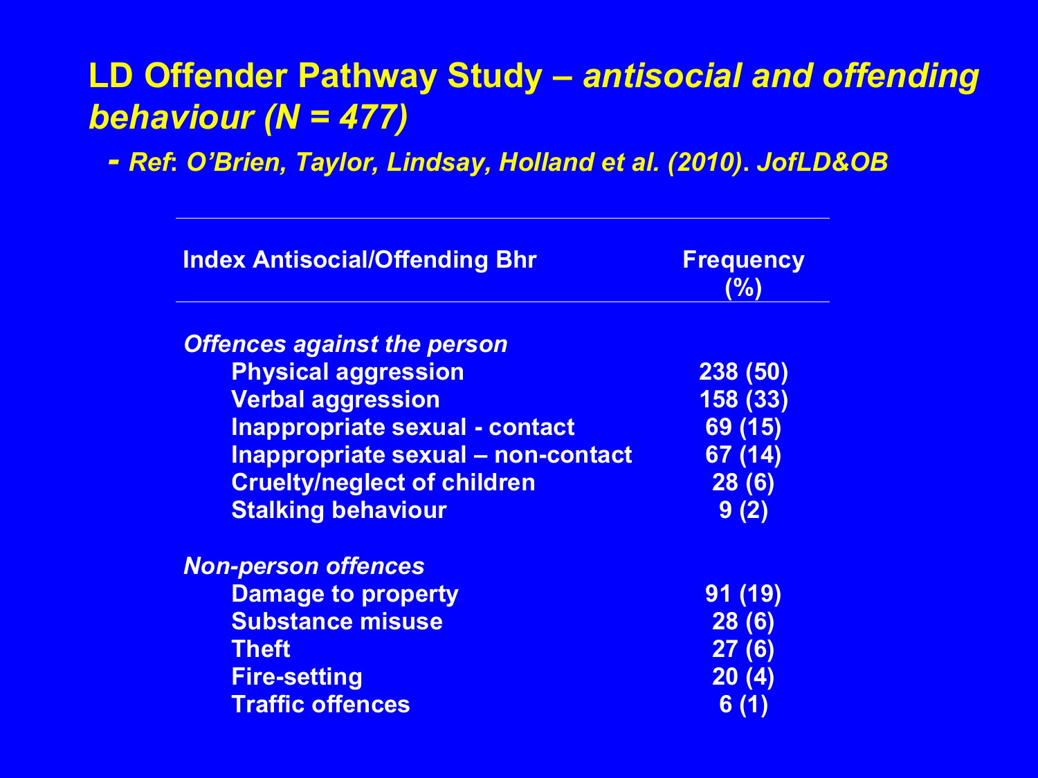# LD Offender Pathway Study – *antisocial and offending behaviour (N = 477)*

***- Ref*: *O'Brien, Taylor, Lindsay, Holland et al. (2010)*. *JofLD&OB***

| Index Antisocial/Offending Bhr | Frequency (%) |
|---|---|
| *Offences against the person* | |
| Physical aggression | 238 (50) |
| Verbal aggression | 158 (33) |
| Inappropriate sexual - contact | 69 (15) |
| Inappropriate sexual – non-contact | 67 (14) |
| Cruelty/neglect of children | 28 (6) |
| Stalking behaviour | 9 (2) |
| *Non-person offences* | |
| Damage to property | 91 (19) |
| Substance misuse | 28 (6) |
| Theft | 27 (6) |
| Fire-setting | 20 (4) |
| Traffic offences | 6 (1) |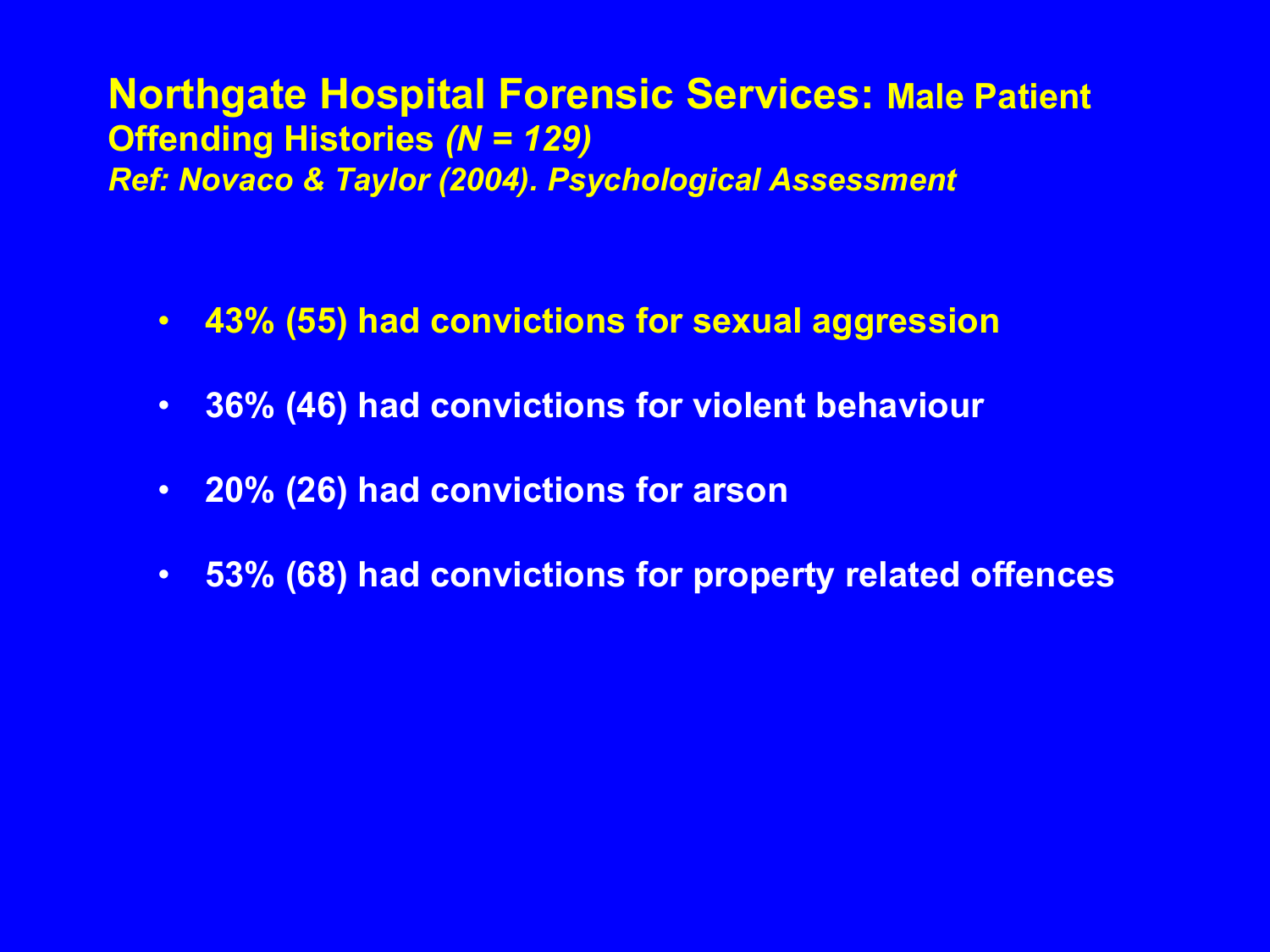## Northgate Hospital Forensic Services: Male Patient Offending Histories *(N = 129)*

*Ref: Novaco & Taylor (2004). Psychological Assessment*

- 43% (55) had convictions for sexual aggression
- 36% (46) had convictions for violent behaviour
- 20% (26) had convictions for arson
- 53% (68) had convictions for property related offences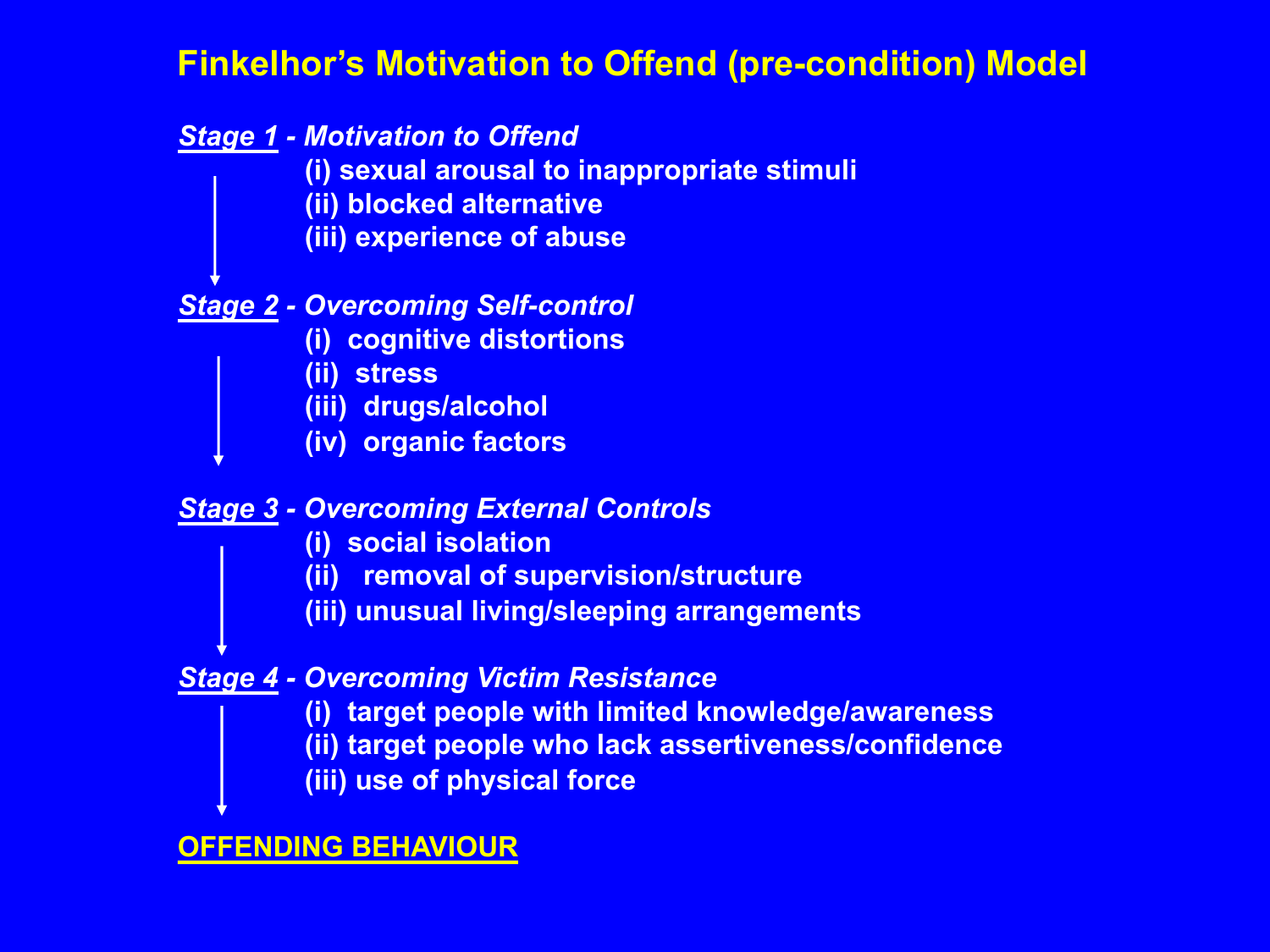# Finkelhor's Motivation to Offend (pre-condition) Model

***Stage 1* - Motivation to Offend**

- (i) sexual arousal to inappropriate stimuli
- (ii) blocked alternative
- (iii) experience of abuse

↓

***Stage 2* - Overcoming Self-control**

- (i) cognitive distortions
- (ii) stress
- (iii) drugs/alcohol
- (iv) organic factors

↓

***Stage 3* - Overcoming External Controls**

- (i) social isolation
- (ii) removal of supervision/structure
- (iii) unusual living/sleeping arrangements

↓

***Stage 4* - Overcoming Victim Resistance**

- (i) target people with limited knowledge/awareness
- (ii) target people who lack assertiveness/confidence
- (iii) use of physical force

↓

**OFFENDING BEHAVIOUR**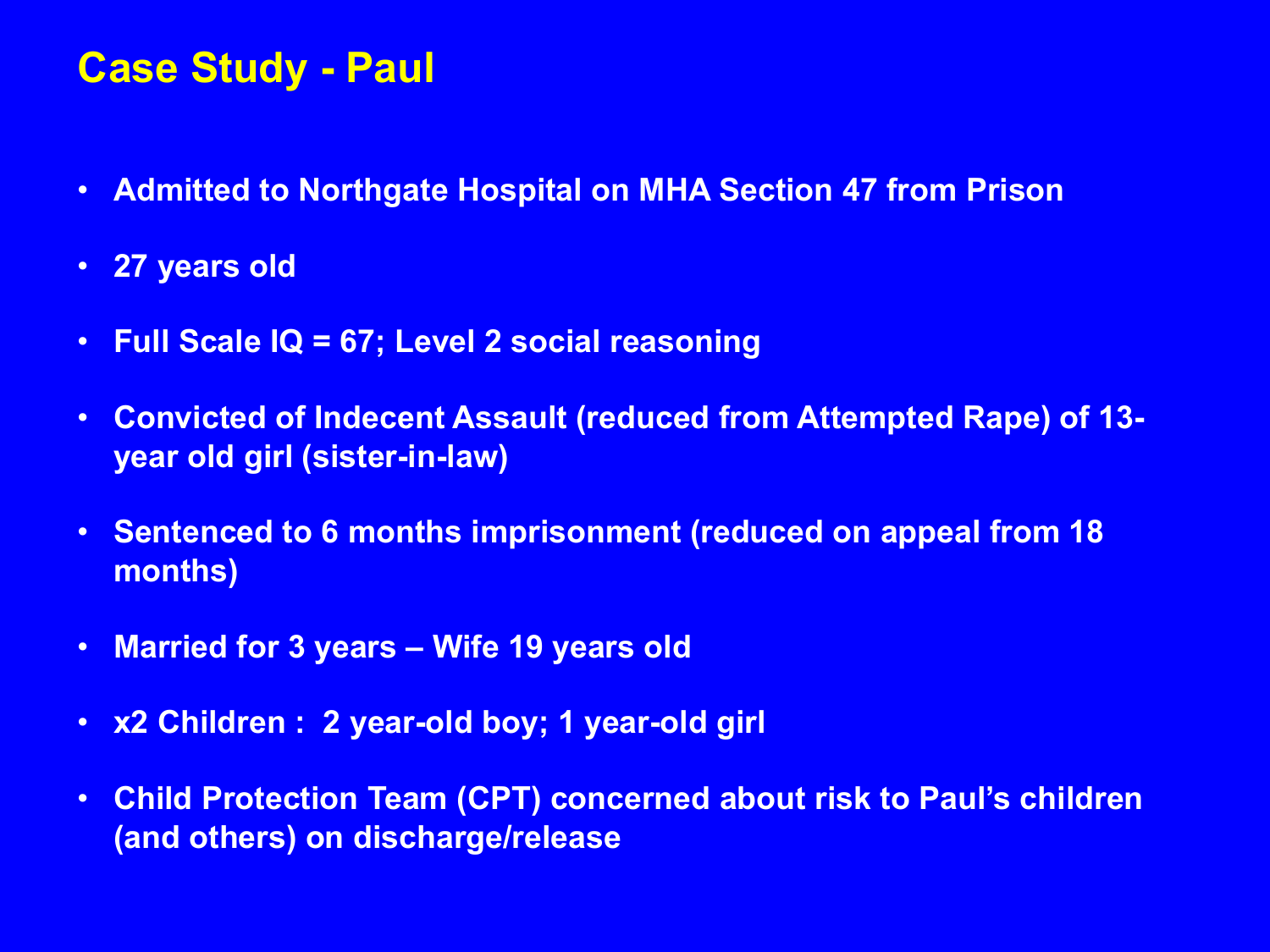# Case Study - Paul

- Admitted to Northgate Hospital on MHA Section 47 from Prison
- 27 years old
- Full Scale IQ = 67; Level 2 social reasoning
- Convicted of Indecent Assault (reduced from Attempted Rape) of 13-year old girl (sister-in-law)
- Sentenced to 6 months imprisonment (reduced on appeal from 18 months)
- Married for 3 years – Wife 19 years old
- x2 Children : 2 year-old boy; 1 year-old girl
- Child Protection Team (CPT) concerned about risk to Paul's children (and others) on discharge/release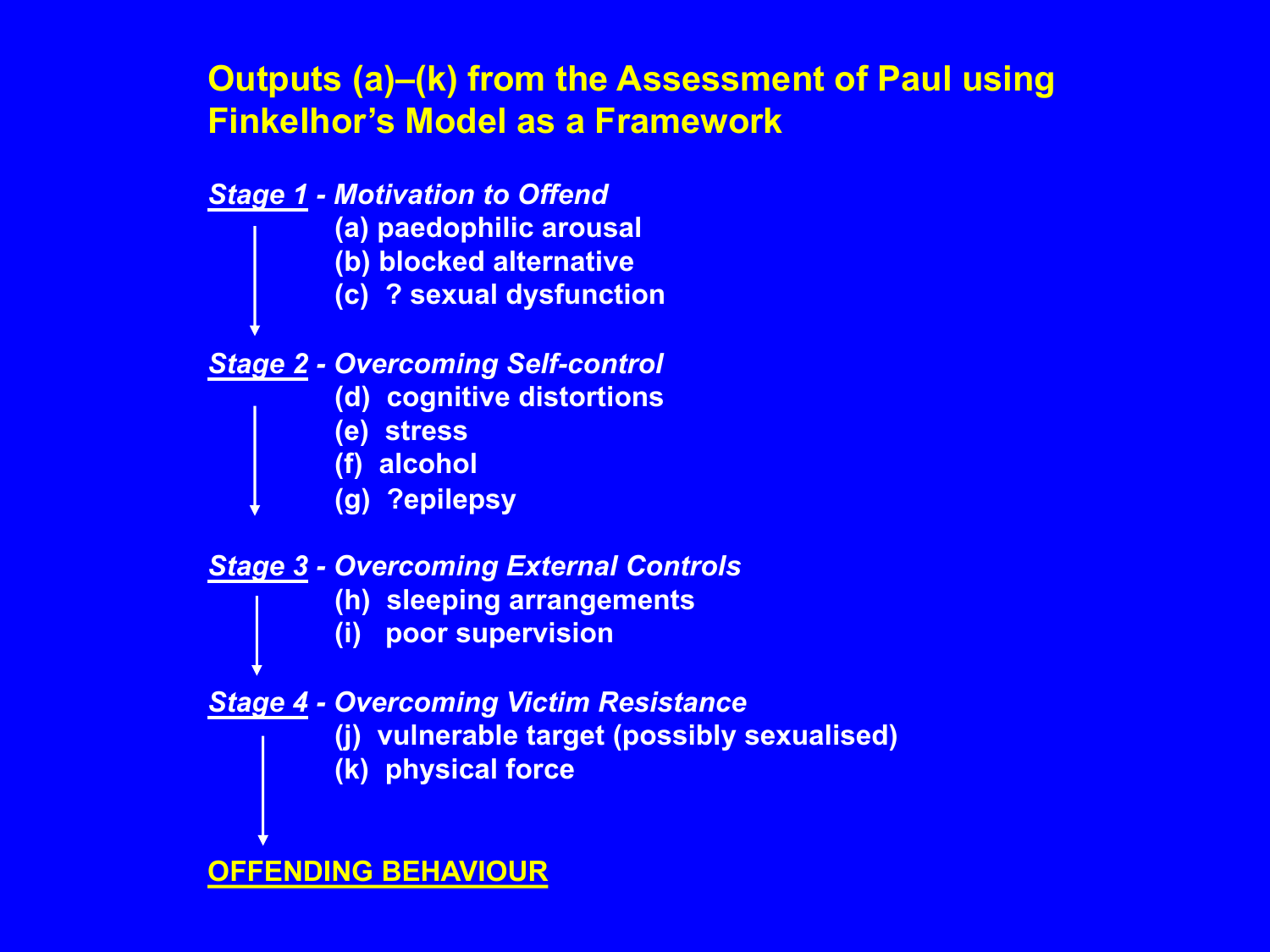# Outputs (a)–(k) from the Assessment of Paul using Finkelhor's Model as a Framework

***Stage 1*** ***- Motivation to Offend***

- (a) paedophilic arousal
- (b) blocked alternative
- (c) ? sexual dysfunction

↓

***Stage 2*** ***- Overcoming Self-control***

- (d) cognitive distortions
- (e) stress
- (f) alcohol
- (g) ?epilepsy

↓

***Stage 3*** ***- Overcoming External Controls***

- (h) sleeping arrangements
- (i) poor supervision

↓

***Stage 4*** ***- Overcoming Victim Resistance***

- (j) vulnerable target (possibly sexualised)
- (k) physical force

↓

**OFFENDING BEHAVIOUR**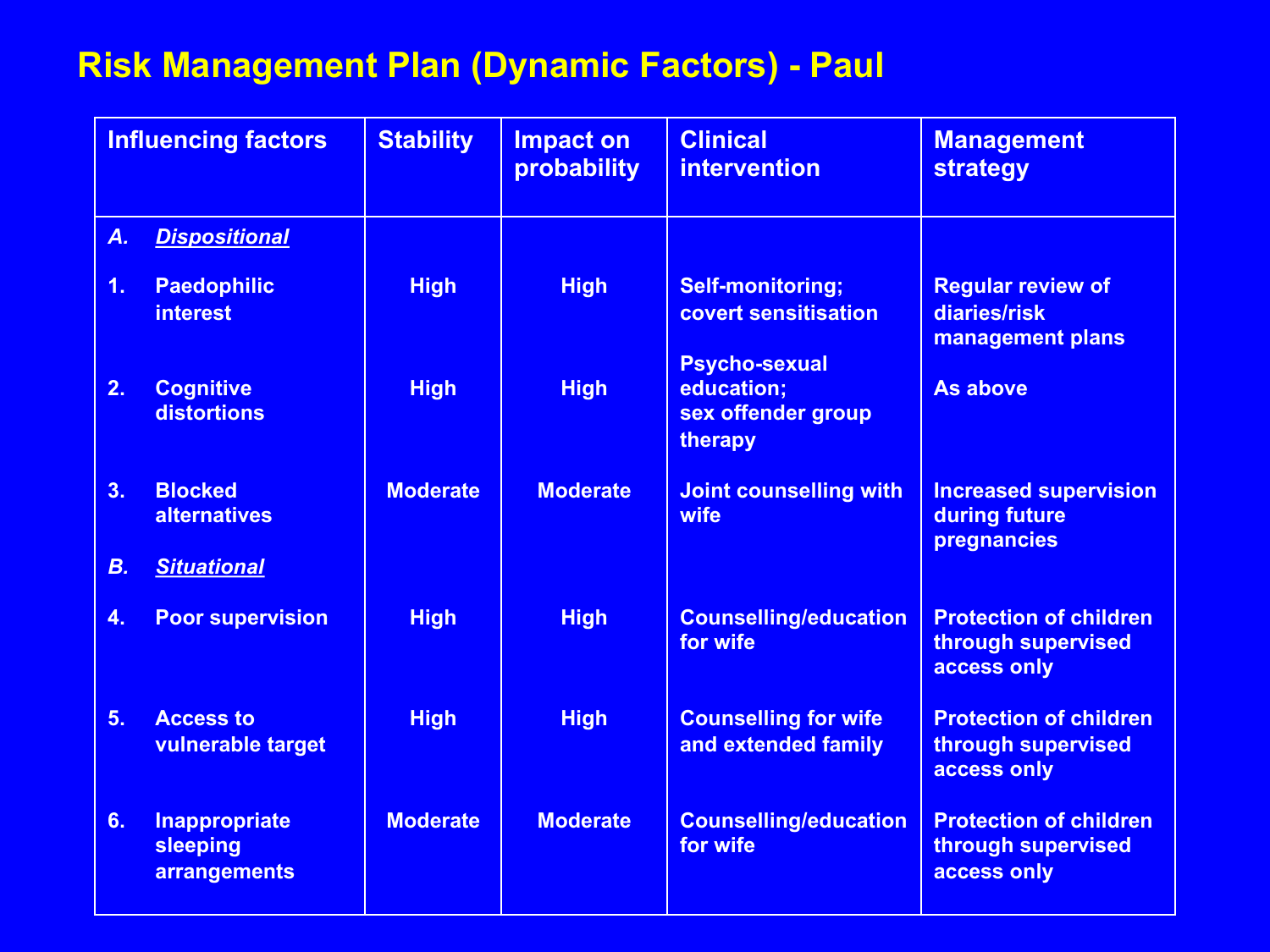# Risk Management Plan (Dynamic Factors) - Paul

| Influencing factors | Stability | Impact on probability | Clinical intervention | Management strategy |
|---|---|---|---|---|
| ***A. Dispositional*** | | | | |
| 1. Paedophilic interest | High | High | Self-monitoring; covert sensitisation | Regular review of diaries/risk management plans |
| 2. Cognitive distortions | High | High | Psycho-sexual education; sex offender group therapy | As above |
| 3. Blocked alternatives | Moderate | Moderate | Joint counselling with wife | Increased supervision during future pregnancies |
| ***B. Situational*** | | | | |
| 4. Poor supervision | High | High | Counselling/education for wife | Protection of children through supervised access only |
| 5. Access to vulnerable target | High | High | Counselling for wife and extended family | Protection of children through supervised access only |
| 6. Inappropriate sleeping arrangements | Moderate | Moderate | Counselling/education for wife | Protection of children through supervised access only |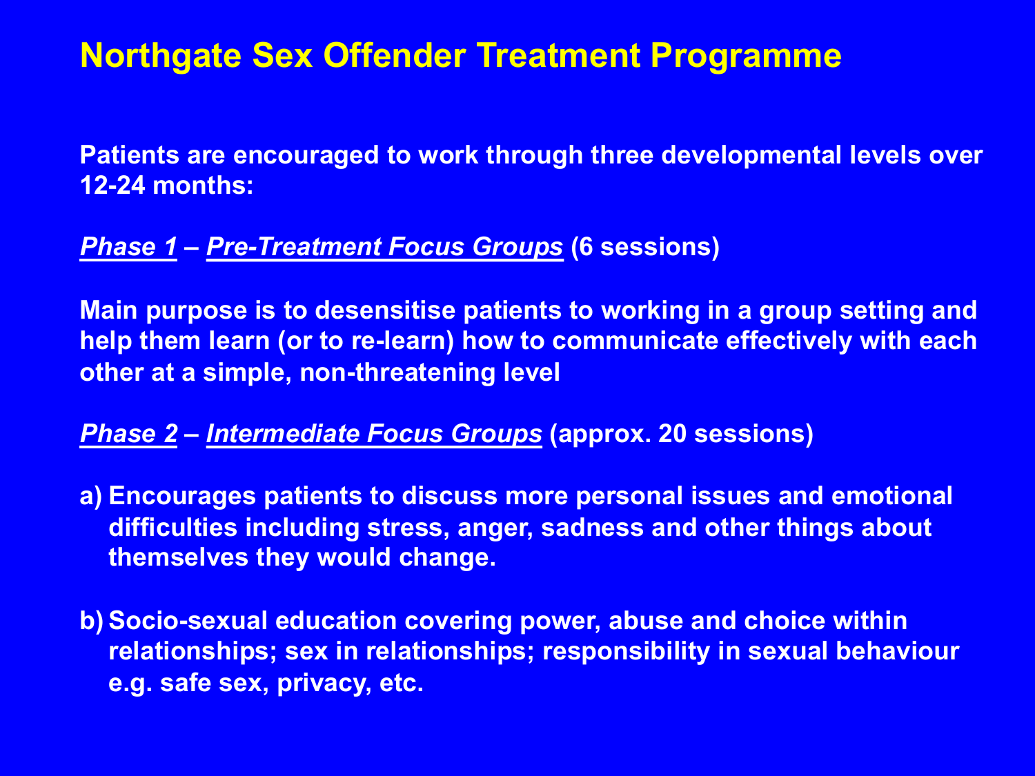# Northgate Sex Offender Treatment Programme

**Patients are encouraged to work through three developmental levels over 12-24 months:**

***Phase 1* – *Pre-Treatment Focus Groups* (6 sessions)**

**Main purpose is to desensitise patients to working in a group setting and help them learn (or to re-learn) how to communicate effectively with each other at a simple, non-threatening level**

***Phase 2* – *Intermediate Focus Groups* (approx. 20 sessions)**

a) **Encourages patients to discuss more personal issues and emotional difficulties including stress, anger, sadness and other things about themselves they would change.**

b) **Socio-sexual education covering power, abuse and choice within relationships; sex in relationships; responsibility in sexual behaviour e.g. safe sex, privacy, etc.**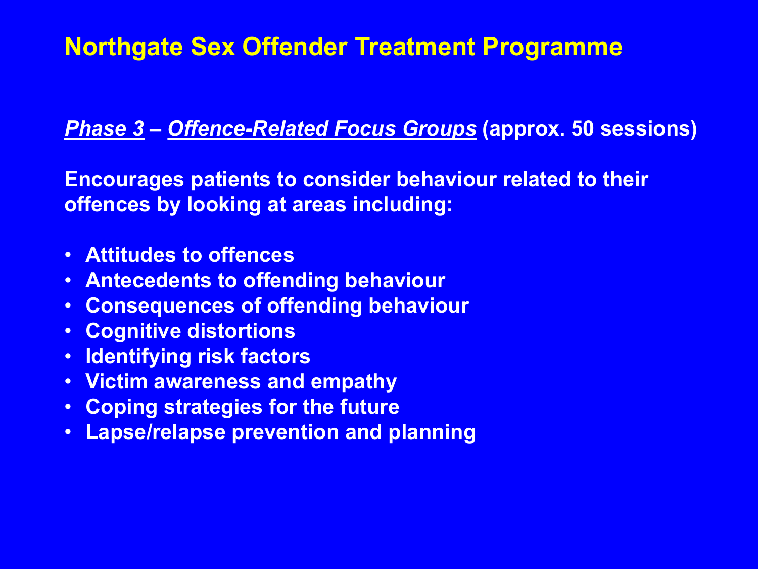# Northgate Sex Offender Treatment Programme

***Phase 3*** **–** ***Offence-Related Focus Groups*** **(approx. 50 sessions)**

**Encourages patients to consider behaviour related to their offences by looking at areas including:**

- **Attitudes to offences**
- **Antecedents to offending behaviour**
- **Consequences of offending behaviour**
- **Cognitive distortions**
- **Identifying risk factors**
- **Victim awareness and empathy**
- **Coping strategies for the future**
- **Lapse/relapse prevention and planning**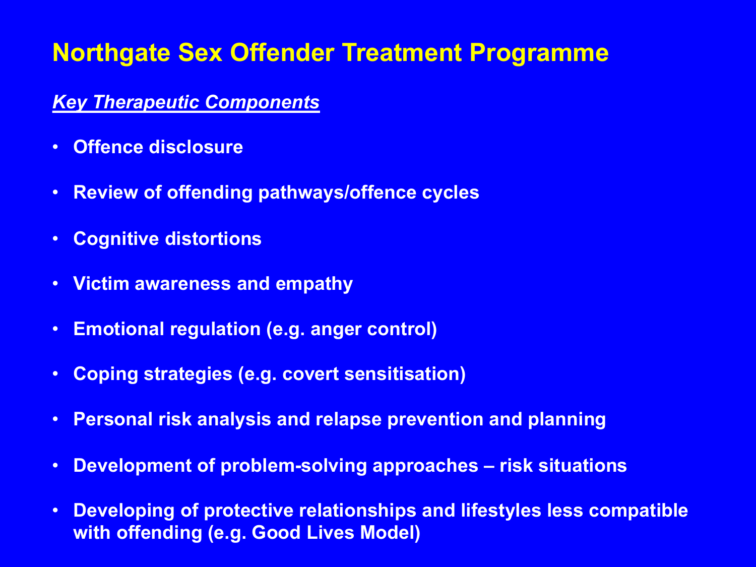# Northgate Sex Offender Treatment Programme

***Key Therapeutic Components***

- **Offence disclosure**
- **Review of offending pathways/offence cycles**
- **Cognitive distortions**
- **Victim awareness and empathy**
- **Emotional regulation (e.g. anger control)**
- **Coping strategies (e.g. covert sensitisation)**
- **Personal risk analysis and relapse prevention and planning**
- **Development of problem-solving approaches – risk situations**
- **Developing of protective relationships and lifestyles less compatible with offending (e.g. Good Lives Model)**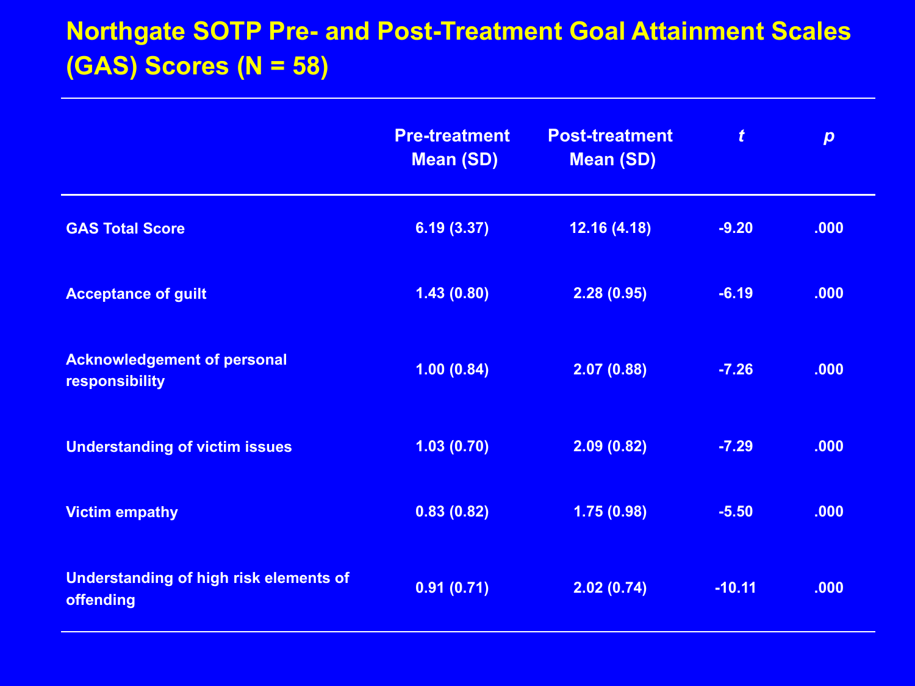# Northgate SOTP Pre- and Post-Treatment Goal Attainment Scales (GAS) Scores (N = 58)

| | Pre-treatment Mean (SD) | Post-treatment Mean (SD) | *t* | *p* |
|---|---|---|---|---|
| GAS Total Score | 6.19 (3.37) | 12.16 (4.18) | -9.20 | .000 |
| Acceptance of guilt | 1.43 (0.80) | 2.28 (0.95) | -6.19 | .000 |
| Acknowledgement of personal responsibility | 1.00 (0.84) | 2.07 (0.88) | -7.26 | .000 |
| Understanding of victim issues | 1.03 (0.70) | 2.09 (0.82) | -7.29 | .000 |
| Victim empathy | 0.83 (0.82) | 1.75 (0.98) | -5.50 | .000 |
| Understanding of high risk elements of offending | 0.91 (0.71) | 2.02 (0.74) | -10.11 | .000 |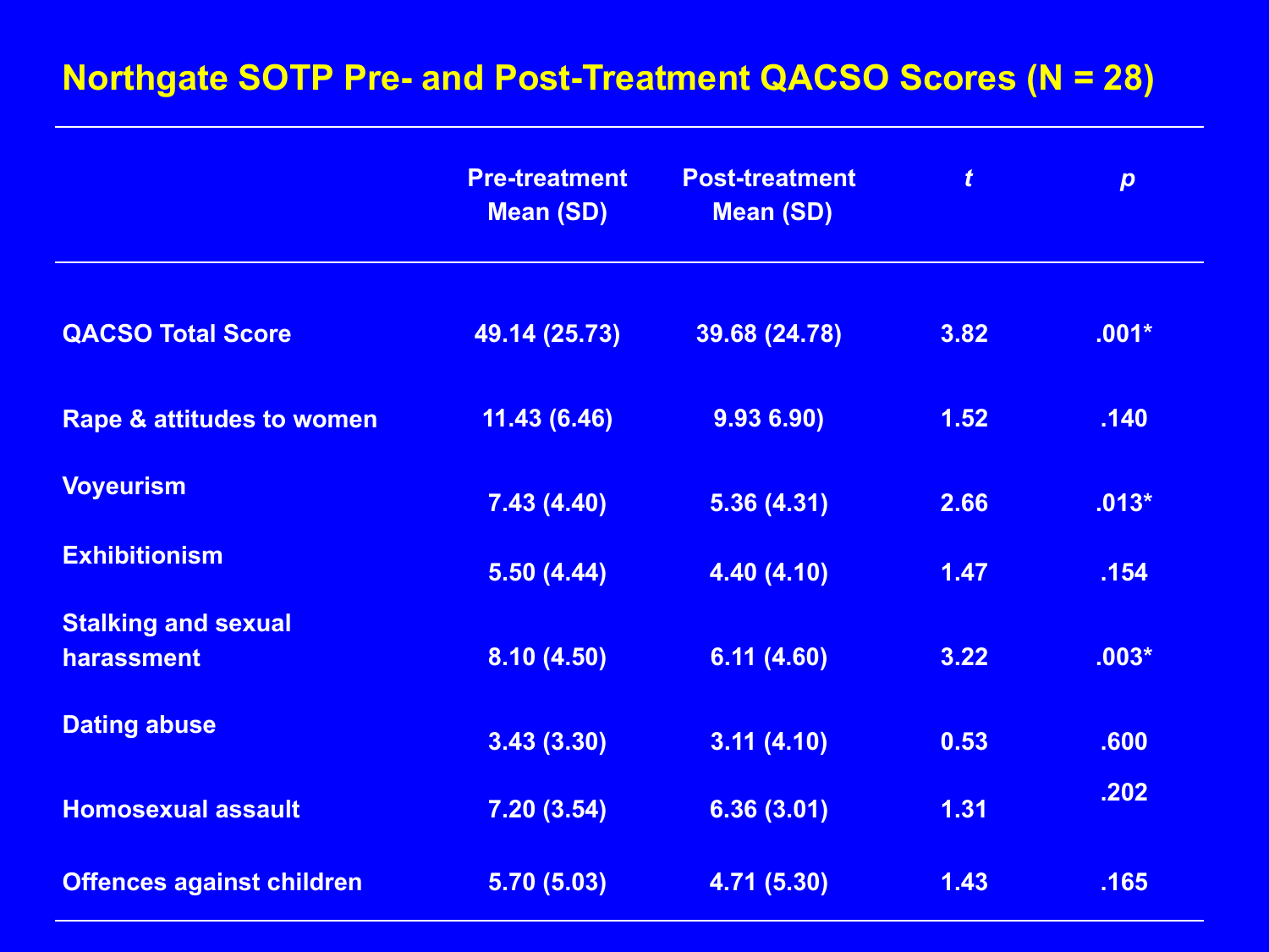# Northgate SOTP Pre- and Post-Treatment QACSO Scores (N = 28)

| | Pre-treatment Mean (SD) | Post-treatment Mean (SD) | *t* | *p* |
|---|---|---|---|---|
| QACSO Total Score | 49.14 (25.73) | 39.68 (24.78) | 3.82 | .001* |
| Rape & attitudes to women | 11.43 (6.46) | 9.93 6.90) | 1.52 | .140 |
| Voyeurism | 7.43 (4.40) | 5.36 (4.31) | 2.66 | .013* |
| Exhibitionism | 5.50 (4.44) | 4.40 (4.10) | 1.47 | .154 |
| Stalking and sexual harassment | 8.10 (4.50) | 6.11 (4.60) | 3.22 | .003* |
| Dating abuse | 3.43 (3.30) | 3.11 (4.10) | 0.53 | .600 |
| Homosexual assault | 7.20 (3.54) | 6.36 (3.01) | 1.31 | .202 |
| Offences against children | 5.70 (5.03) | 4.71 (5.30) | 1.43 | .165 |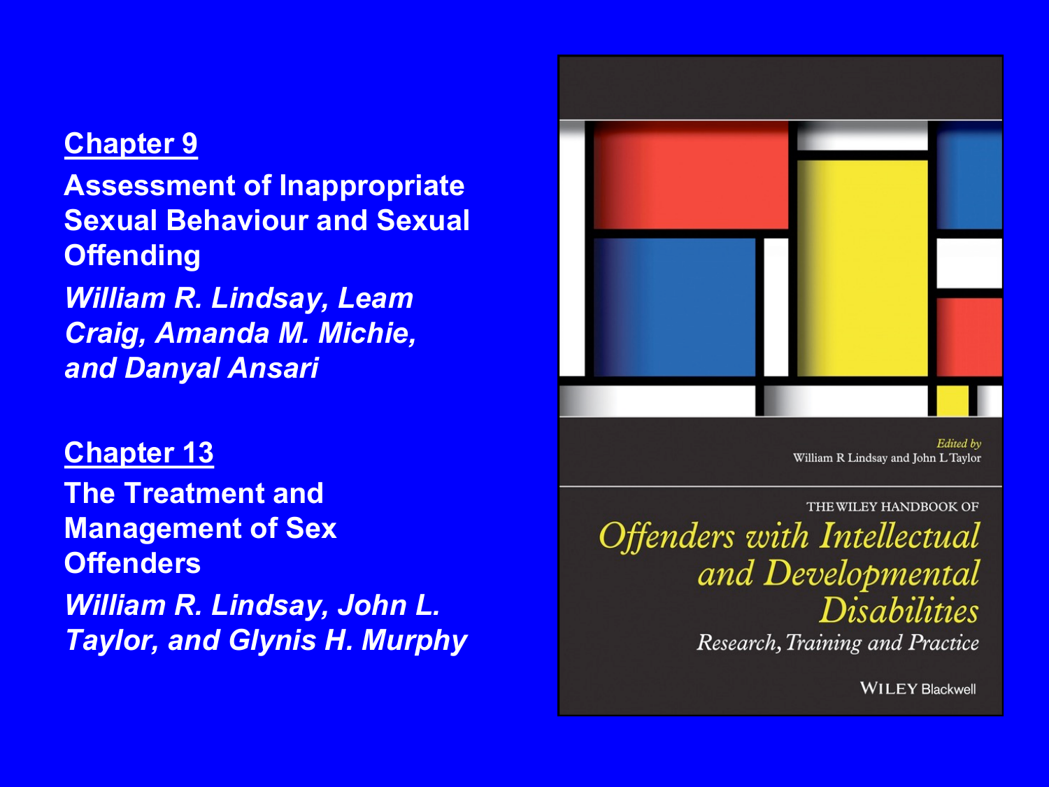**Chapter 9**

**Assessment of Inappropriate Sexual Behaviour and Sexual Offending**

***William R. Lindsay, Leam Craig, Amanda M. Michie, and Danyal Ansari***

**Chapter 13**

**The Treatment and Management of Sex Offenders**

***William R. Lindsay, John L. Taylor, and Glynis H. Murphy***

*Edited by*
William R Lindsay and John L Taylor

THE WILEY HANDBOOK OF

*Offenders with Intellectual and Developmental Disabilities*

*Research, Training and Practice*

WILEY Blackwell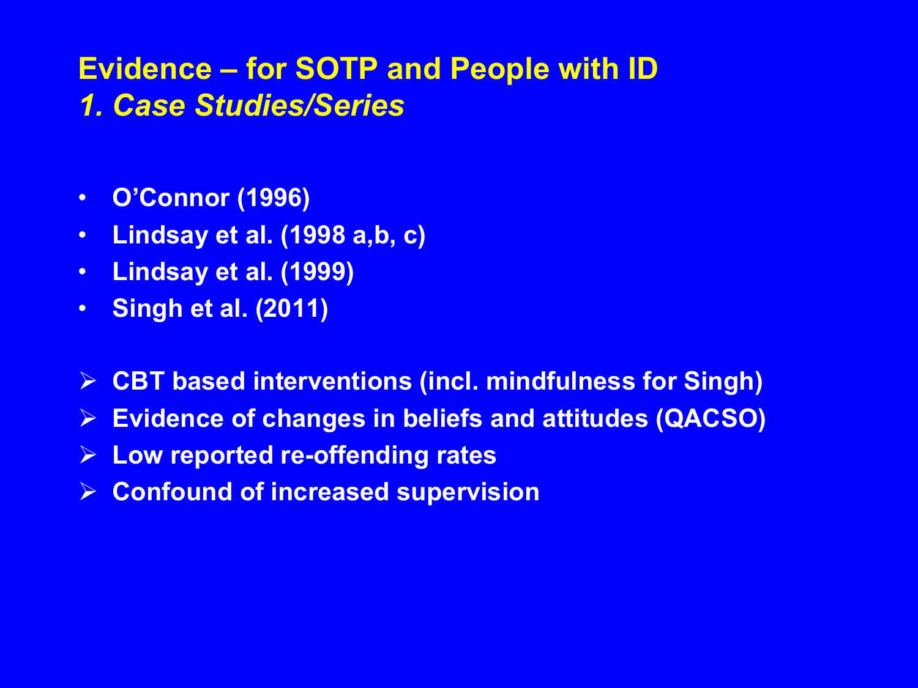## Evidence – for SOTP and People with ID

### *1. Case Studies/Series*

- O'Connor (1996)
- Lindsay et al. (1998 a,b, c)
- Lindsay et al. (1999)
- Singh et al. (2011)

- CBT based interventions (incl. mindfulness for Singh)
- Evidence of changes in beliefs and attitudes (QACSO)
- Low reported re-offending rates
- Confound of increased supervision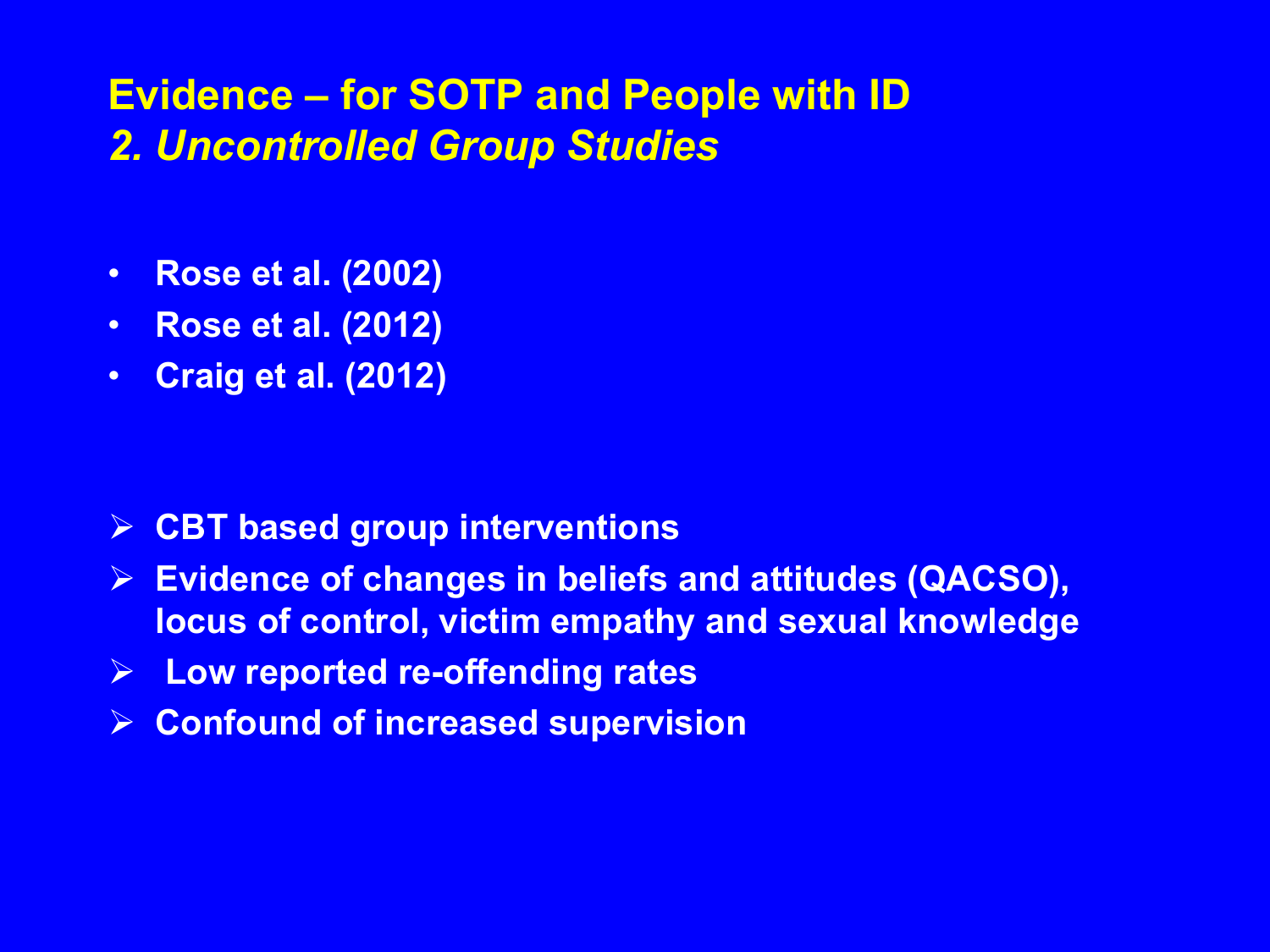## Evidence – for SOTP and People with ID
### *2. Uncontrolled Group Studies*

- **Rose et al. (2002)**
- **Rose et al. (2012)**
- **Craig et al. (2012)**

- **CBT based group interventions**
- **Evidence of changes in beliefs and attitudes (QACSO), locus of control, victim empathy and sexual knowledge**
- **Low reported re-offending rates**
- **Confound of increased supervision**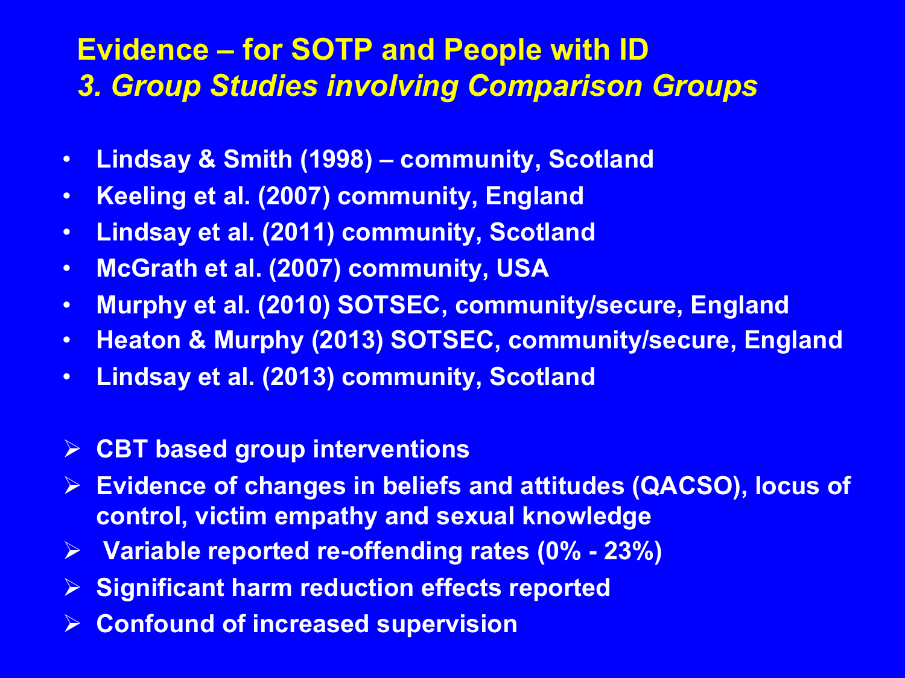## Evidence – for SOTP and People with ID

### *3. Group Studies involving Comparison Groups*

- Lindsay & Smith (1998) – community, Scotland
- Keeling et al. (2007) community, England
- Lindsay et al. (2011) community, Scotland
- McGrath et al. (2007) community, USA
- Murphy et al. (2010) SOTSEC, community/secure, England
- Heaton & Murphy (2013) SOTSEC, community/secure, England
- Lindsay et al. (2013) community, Scotland

- CBT based group interventions
- Evidence of changes in beliefs and attitudes (QACSO), locus of control, victim empathy and sexual knowledge
- Variable reported re-offending rates (0% - 23%)
- Significant harm reduction effects reported
- Confound of increased supervision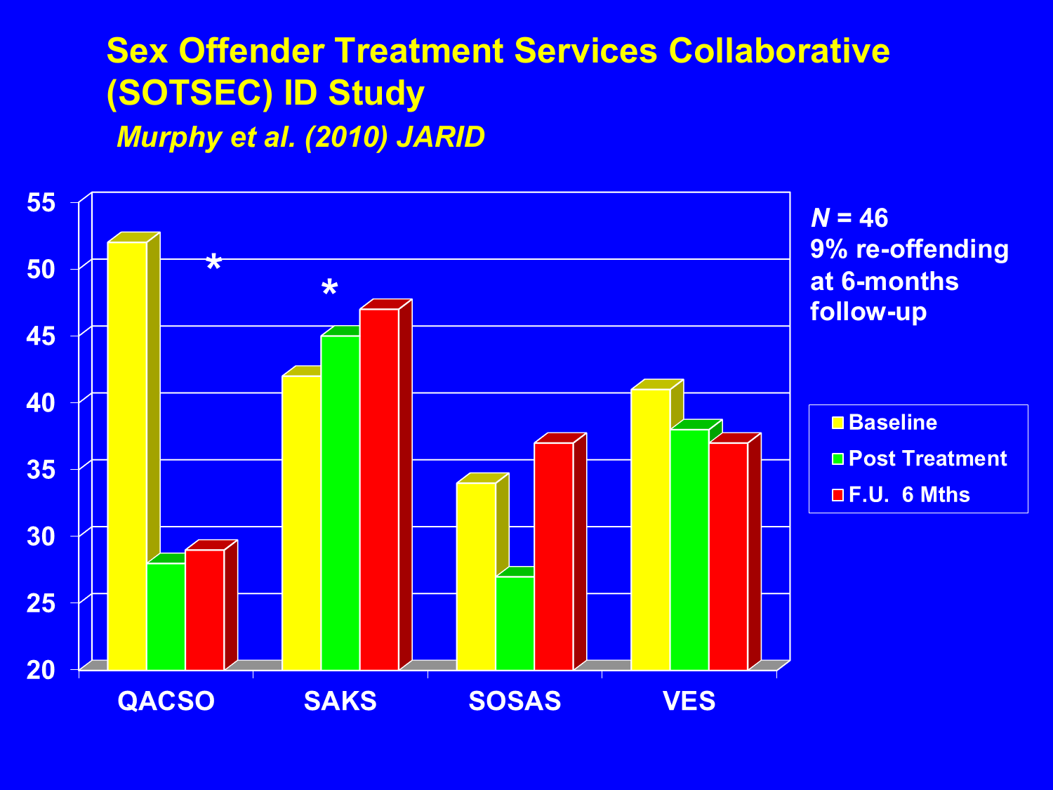# Sex Offender Treatment Services Collaborative (SOTSEC) ID Study

*Murphy et al. (2010) JARID*

| | Baseline | Post Treatment | F.U. 6 Mths |
|---|---|---|---|
| QACSO* | 52 | 28 | 29 |
| SAKS* | 42 | 45 | 47 |
| SOSAS | 34 | 27 | 37 |
| VES | 41 | 38 | 37 |

*N* = 46
9% re-offending at 6-months follow-up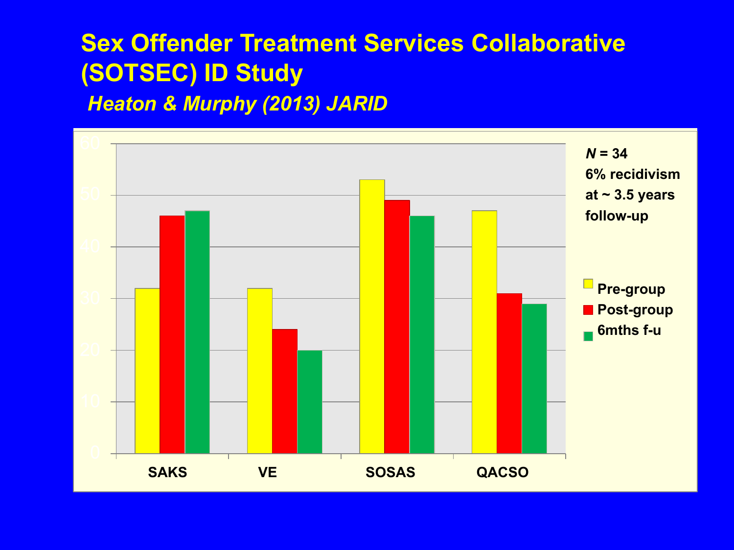# Sex Offender Treatment Services Collaborative (SOTSEC) ID Study

*Heaton & Murphy (2013) JARID*

*N* = 34
6% recidivism at ~ 3.5 years follow-up

| | Pre-group | Post-group | 6mths f-u |
|---|---|---|---|
| SAKS | 32 | 46 | 47 |
| VE | 32 | 24 | 20 |
| SOSAS | 53 | 49 | 46 |
| QACSO | 47 | 31 | 29 |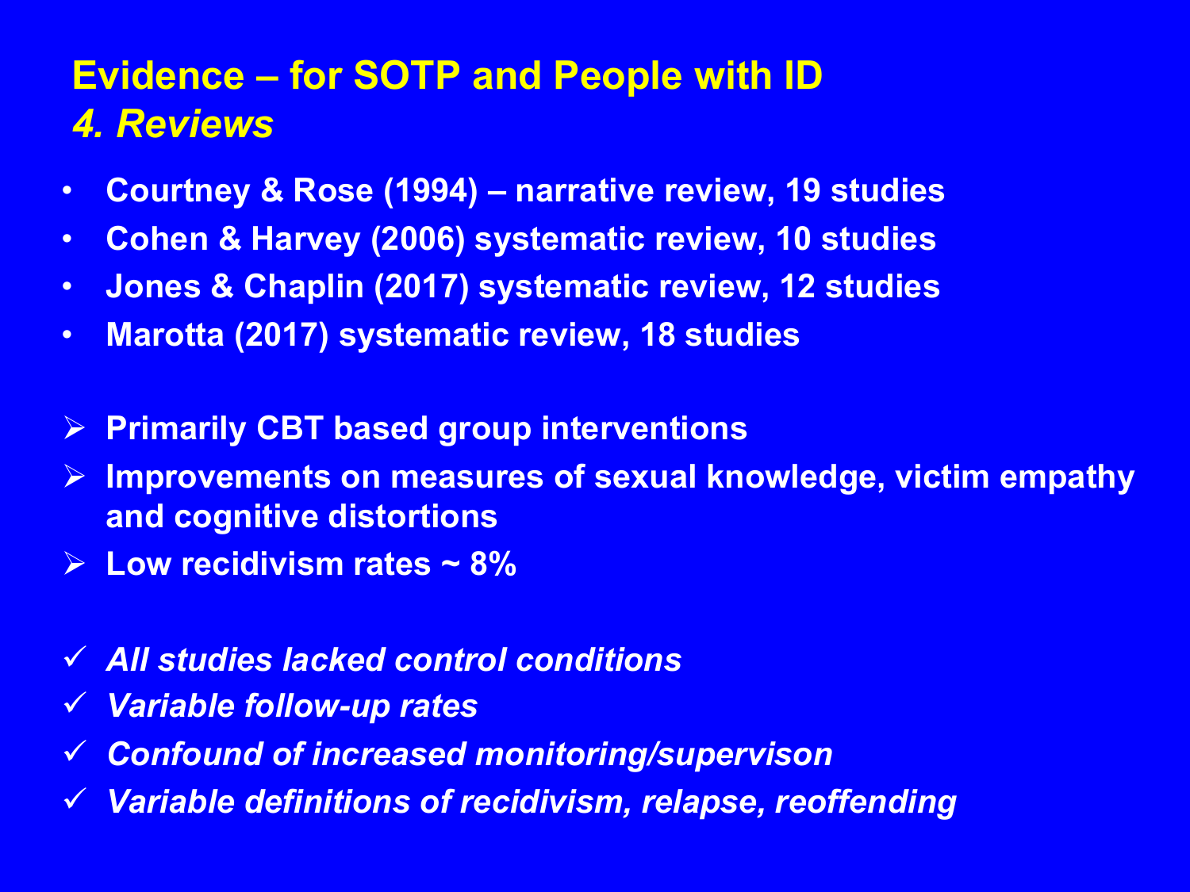# Evidence – for SOTP and People with ID
## *4. Reviews*

- **Courtney & Rose (1994) – narrative review, 19 studies**
- **Cohen & Harvey (2006) systematic review, 10 studies**
- **Jones & Chaplin (2017) systematic review, 12 studies**
- **Marotta (2017) systematic review, 18 studies**

- **Primarily CBT based group interventions**
- **Improvements on measures of sexual knowledge, victim empathy and cognitive distortions**
- **Low recidivism rates ~ 8%**

- ***All studies lacked control conditions***
- ***Variable follow-up rates***
- ***Confound of increased monitoring/supervison***
- ***Variable definitions of recidivism, relapse, reoffending***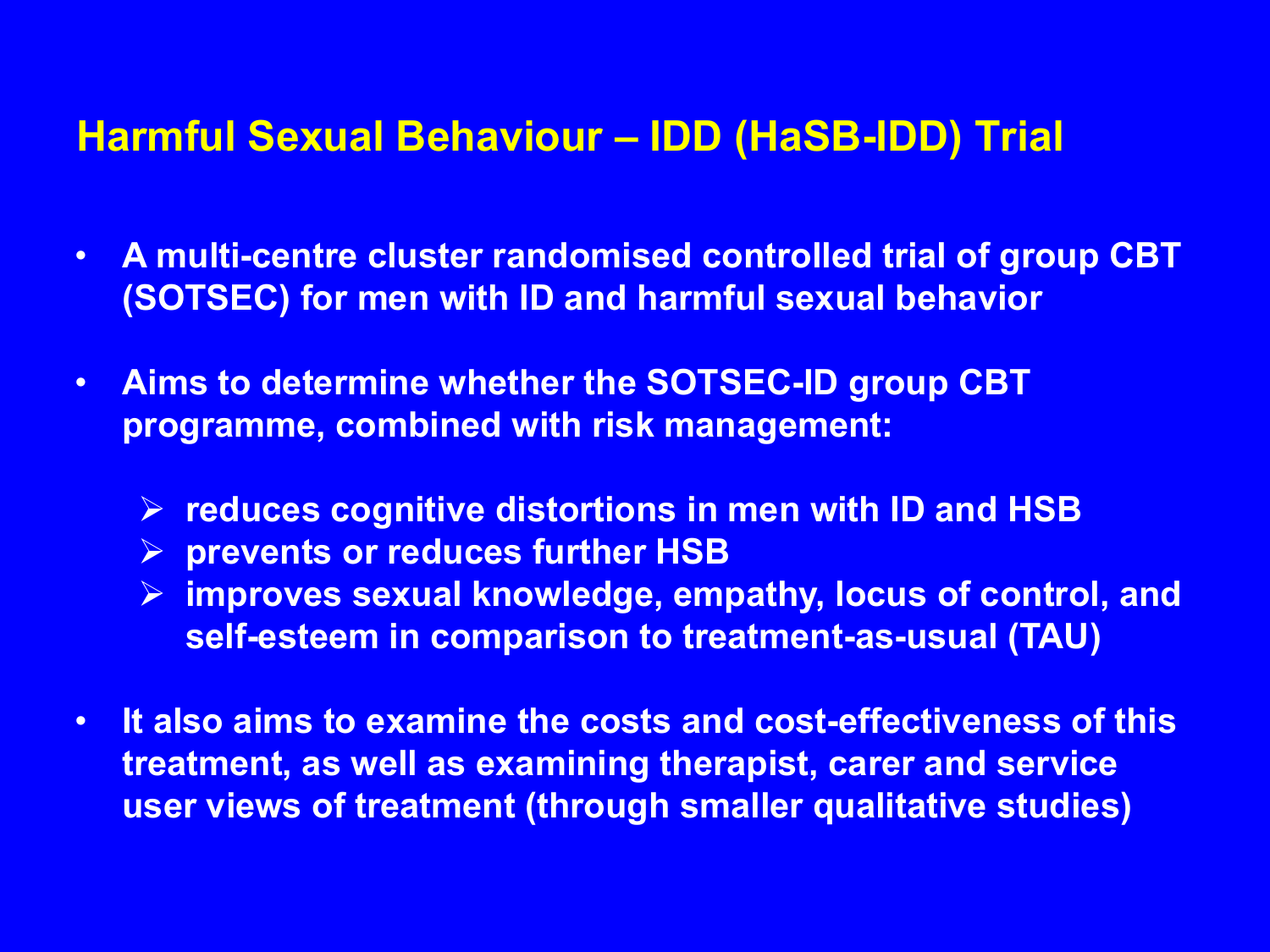# Harmful Sexual Behaviour – IDD (HaSB-IDD) Trial

- A multi-centre cluster randomised controlled trial of group CBT (SOTSEC) for men with ID and harmful sexual behavior
- Aims to determine whether the SOTSEC-ID group CBT programme, combined with risk management:
  - reduces cognitive distortions in men with ID and HSB
  - prevents or reduces further HSB
  - improves sexual knowledge, empathy, locus of control, and self-esteem in comparison to treatment-as-usual (TAU)
- It also aims to examine the costs and cost-effectiveness of this treatment, as well as examining therapist, carer and service user views of treatment (through smaller qualitative studies)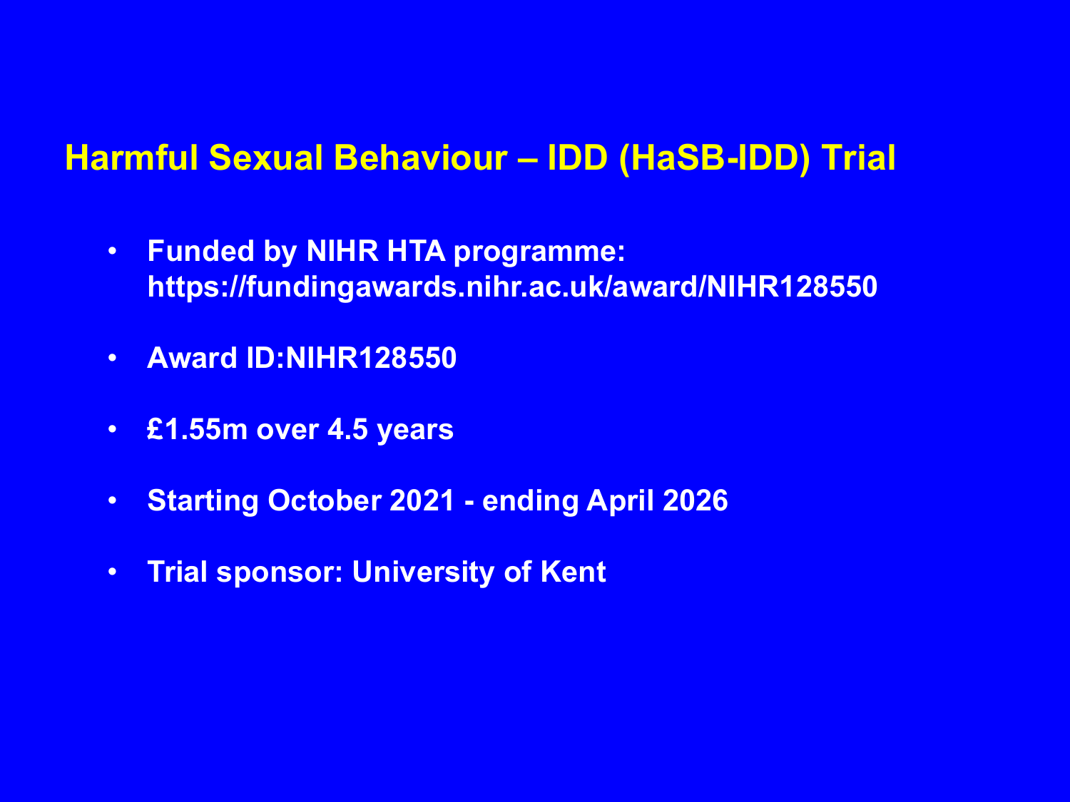## Harmful Sexual Behaviour – IDD (HaSB-IDD) Trial

- **Funded by NIHR HTA programme: https://fundingawards.nihr.ac.uk/award/NIHR128550**
- **Award ID:NIHR128550**
- **£1.55m over 4.5 years**
- **Starting October 2021 - ending April 2026**
- **Trial sponsor: University of Kent**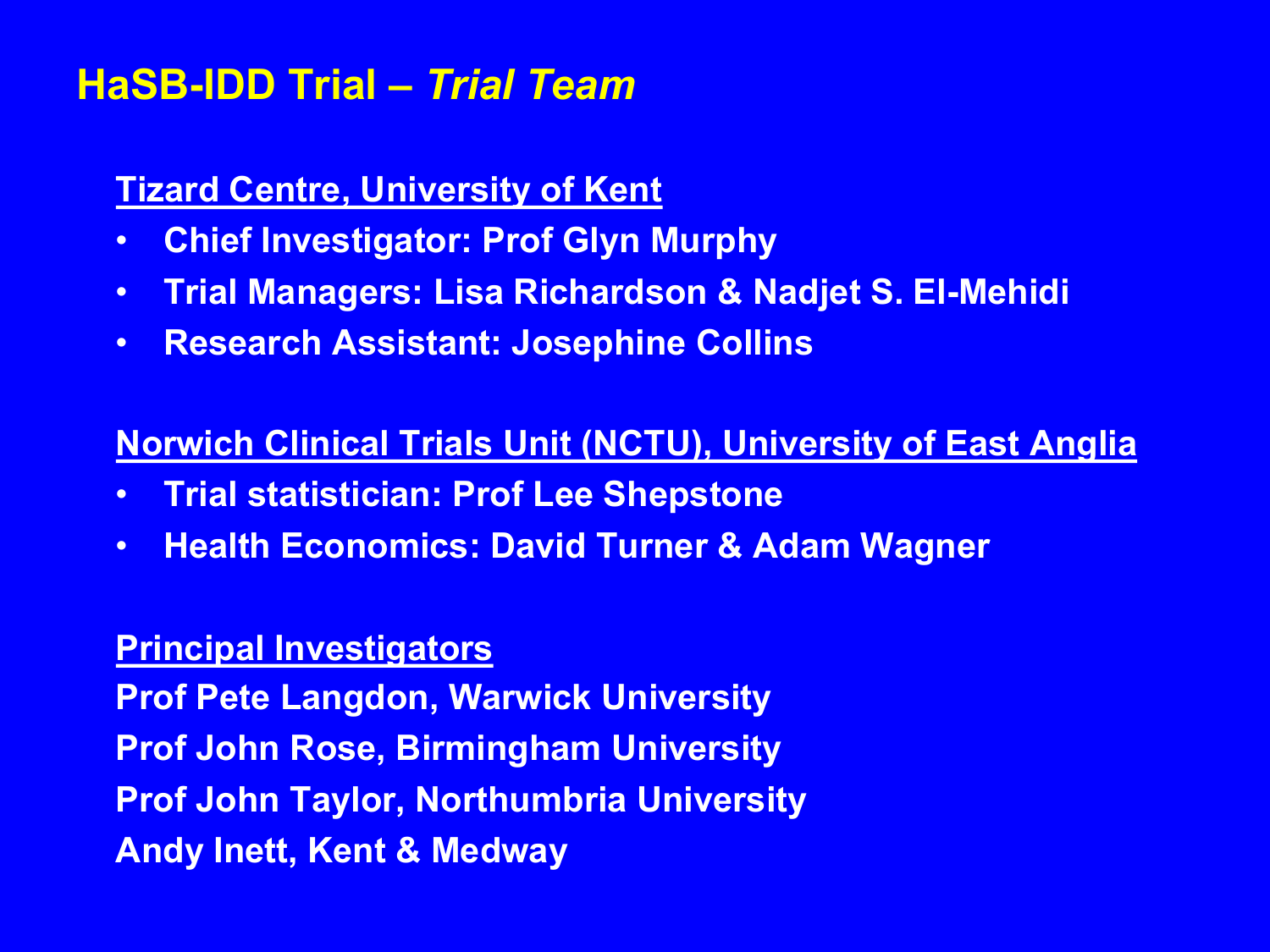# HaSB-IDD Trial – *Trial Team*

**Tizard Centre, University of Kent**

- **Chief Investigator: Prof Glyn Murphy**
- **Trial Managers: Lisa Richardson & Nadjet S. El-Mehidi**
- **Research Assistant: Josephine Collins**

**Norwich Clinical Trials Unit (NCTU), University of East Anglia**

- **Trial statistician: Prof Lee Shepstone**
- **Health Economics: David Turner & Adam Wagner**

**Principal Investigators**

**Prof Pete Langdon, Warwick University**
**Prof John Rose, Birmingham University**
**Prof John Taylor, Northumbria University**
**Andy Inett, Kent & Medway**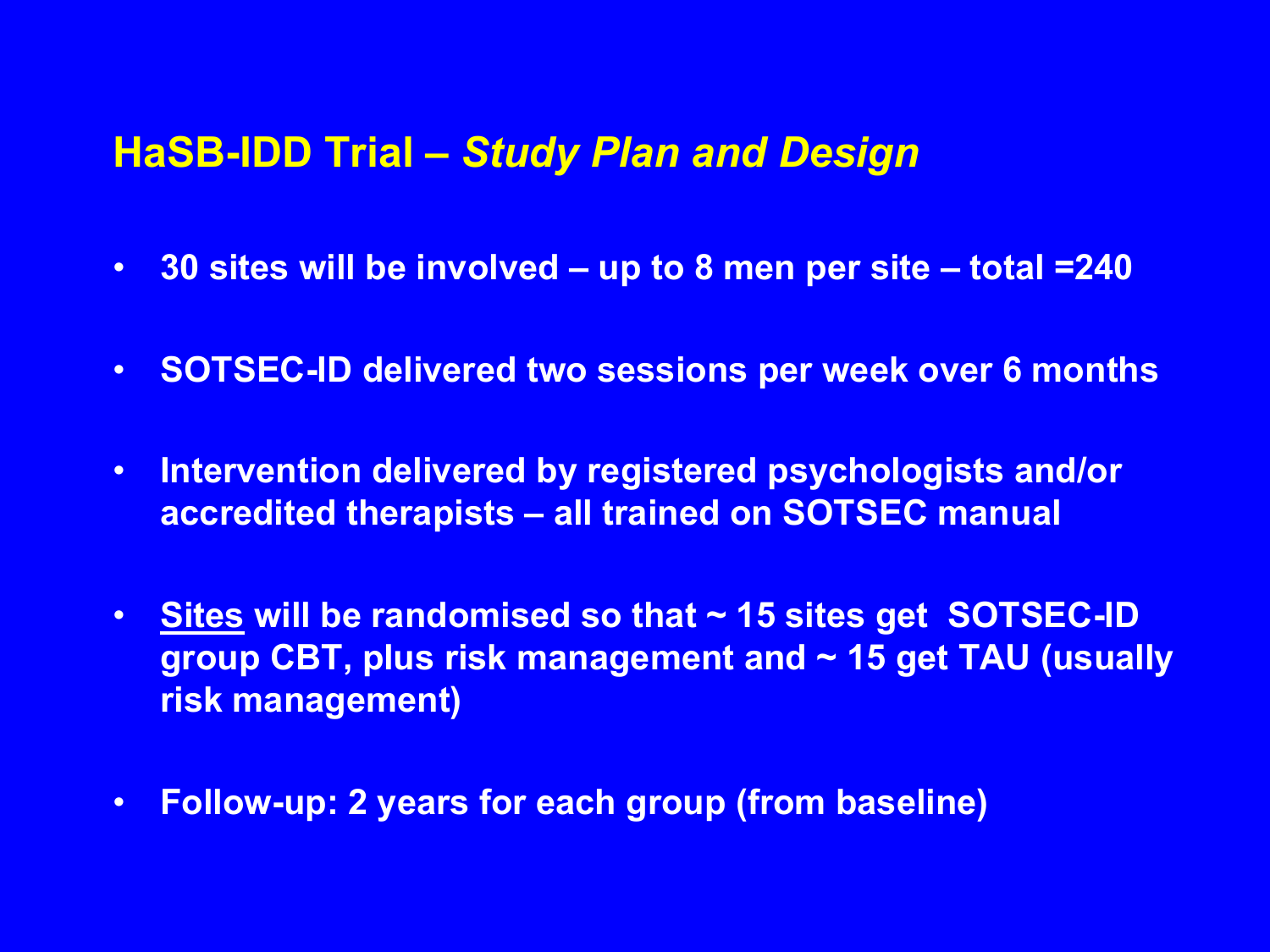## HaSB-IDD Trial – *Study Plan and Design*

- **30 sites will be involved – up to 8 men per site – total =240**
- **SOTSEC-ID delivered two sessions per week over 6 months**
- **Intervention delivered by registered psychologists and/or accredited therapists – all trained on SOTSEC manual**
- **<u>Sites</u> will be randomised so that ~ 15 sites get SOTSEC-ID group CBT, plus risk management and ~ 15 get TAU (usually risk management)**
- **Follow-up: 2 years for each group (from baseline)**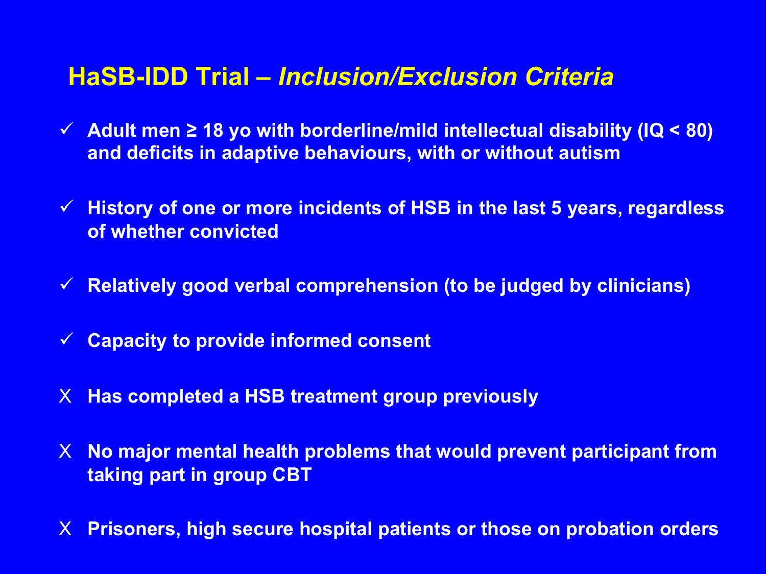## HaSB-IDD Trial – *Inclusion/Exclusion Criteria*

- ✓ **Adult men ≥ 18 yo with borderline/mild intellectual disability (IQ < 80) and deficits in adaptive behaviours, with or without autism**
- ✓ **History of one or more incidents of HSB in the last 5 years, regardless of whether convicted**
- ✓ **Relatively good verbal comprehension (to be judged by clinicians)**
- ✓ **Capacity to provide informed consent**
- X **Has completed a HSB treatment group previously**
- X **No major mental health problems that would prevent participant from taking part in group CBT**
- X **Prisoners, high secure hospital patients or those on probation orders**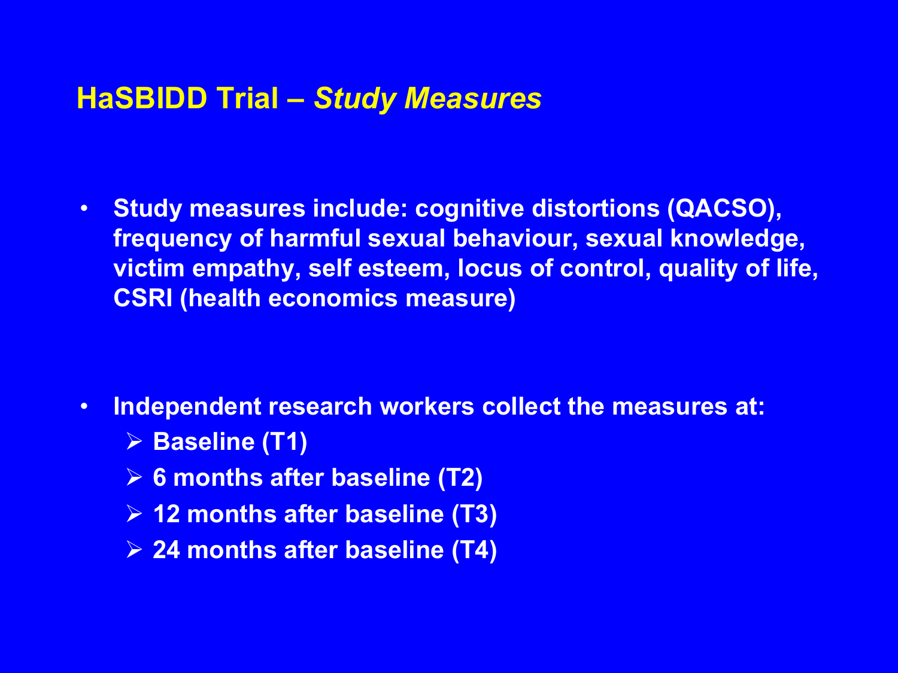# HaSBIDD Trial – *Study Measures*

- **Study measures include: cognitive distortions (QACSO), frequency of harmful sexual behaviour, sexual knowledge, victim empathy, self esteem, locus of control, quality of life, CSRI (health economics measure)**

- **Independent research workers collect the measures at:**
  - **Baseline (T1)**
  - **6 months after baseline (T2)**
  - **12 months after baseline (T3)**
  - **24 months after baseline (T4)**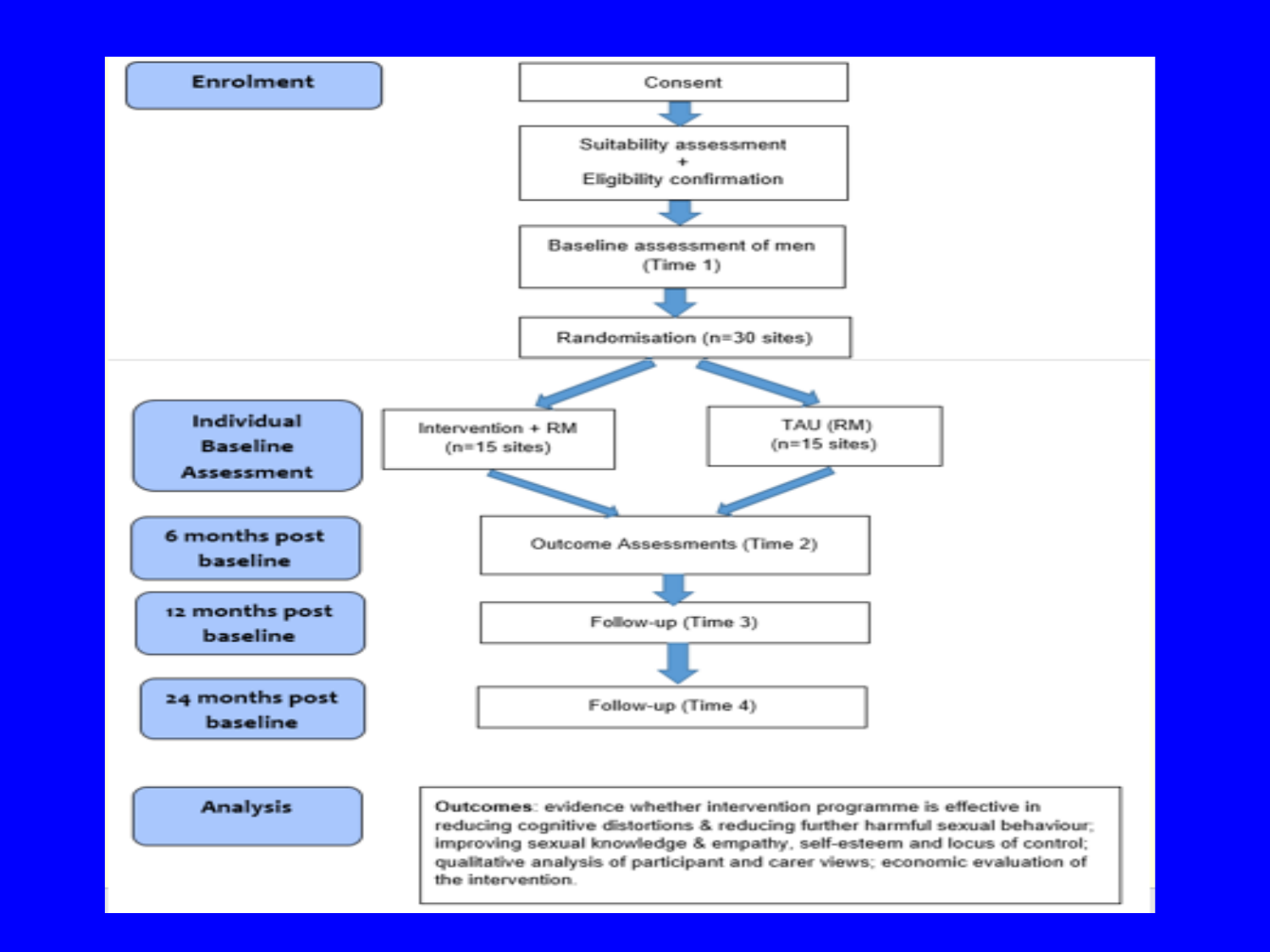**Enrolment**

Consent

Suitability assessment
+
Eligibility confirmation

Baseline assessment of men
(Time 1)

Randomisation (n=30 sites)

**Individual Baseline Assessment**

Intervention + RM
(n=15 sites)

TAU (RM)
(n=15 sites)

**6 months post baseline**

Outcome Assessments (Time 2)

**12 months post baseline**

Follow-up (Time 3)

**24 months post baseline**

Follow-up (Time 4)

**Analysis**

**Outcomes**: evidence whether intervention programme is effective in reducing cognitive distortions & reducing further harmful sexual behaviour; improving sexual knowledge & empathy, self-esteem and locus of control; qualitative analysis of participant and carer views; economic evaluation of the intervention.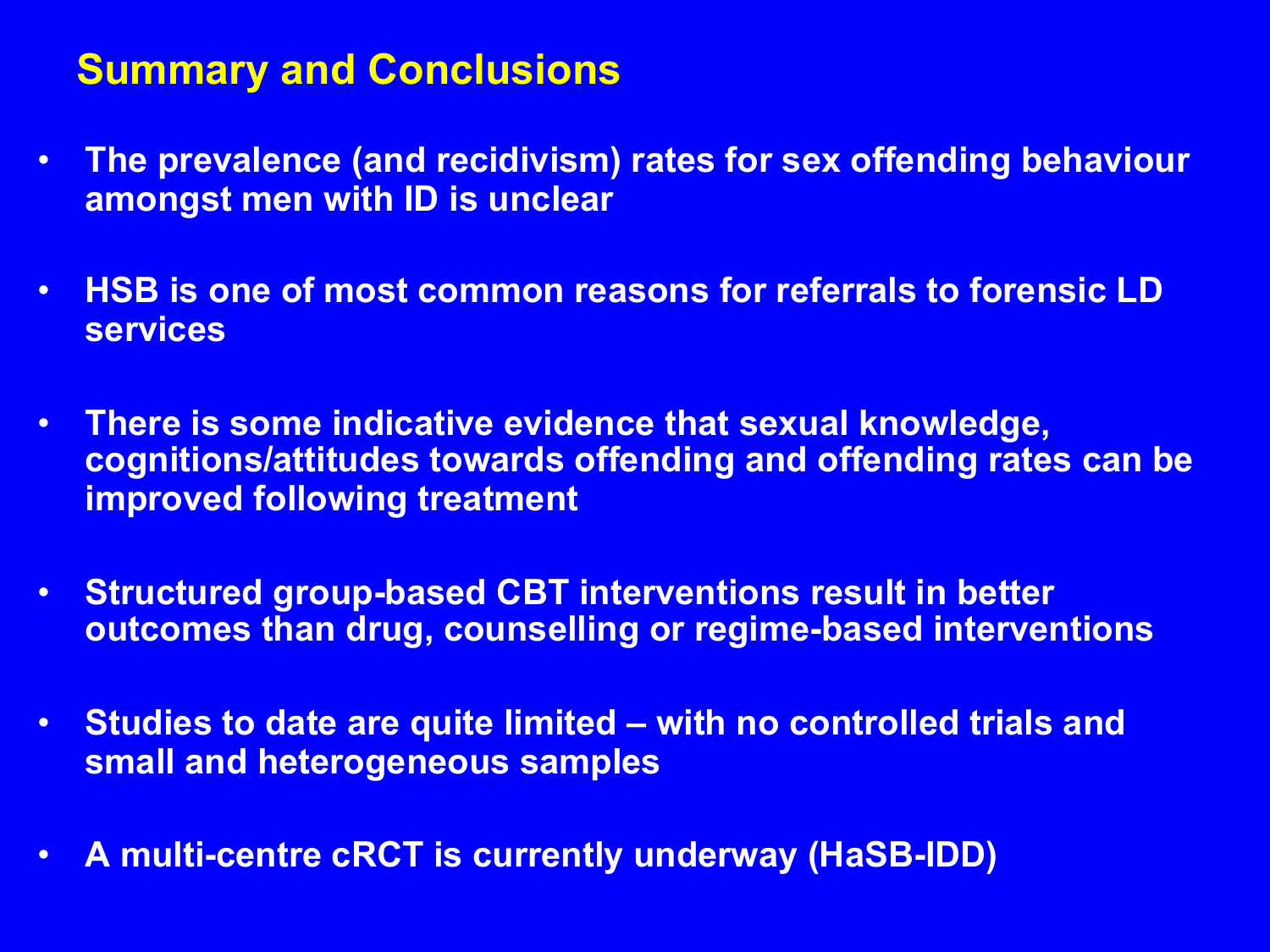## Summary and Conclusions

- The prevalence (and recidivism) rates for sex offending behaviour amongst men with ID is unclear
- HSB is one of most common reasons for referrals to forensic LD services
- There is some indicative evidence that sexual knowledge, cognitions/attitudes towards offending and offending rates can be improved following treatment
- Structured group-based CBT interventions result in better outcomes than drug, counselling or regime-based interventions
- Studies to date are quite limited – with no controlled trials and small and heterogeneous samples
- A multi-centre cRCT is currently underway (HaSB-IDD)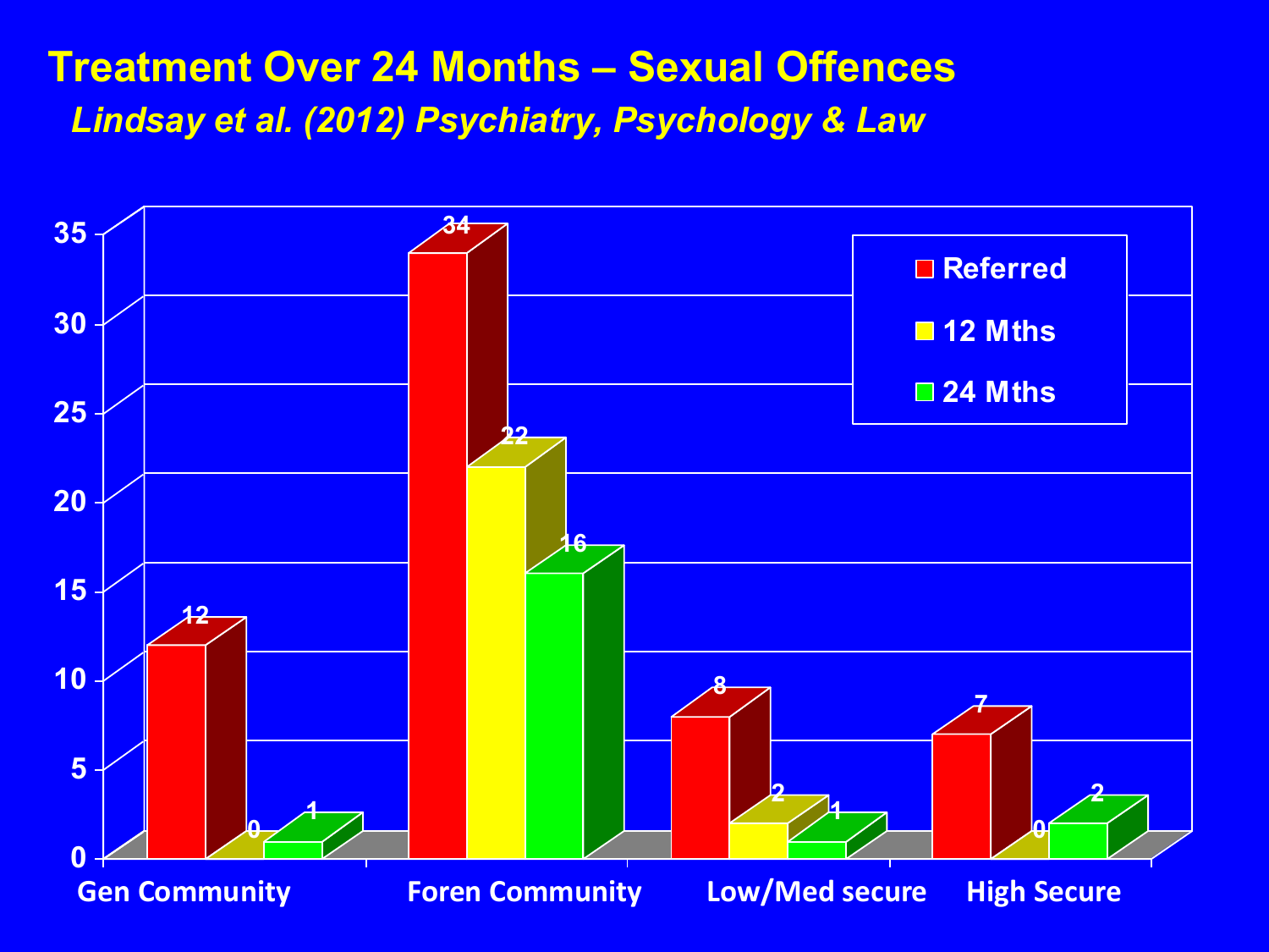# Treatment Over 24 Months – Sexual Offences

*Lindsay et al. (2012) Psychiatry, Psychology & Law*

| | Referred | 12 Mths | 24 Mths |
|---|---|---|---|
| Gen Community | 12 | 0 | 1 |
| Foren Community | 34 | 22 | 16 |
| Low/Med secure | 8 | 2 | 1 |
| High Secure | 7 | 0 | 2 |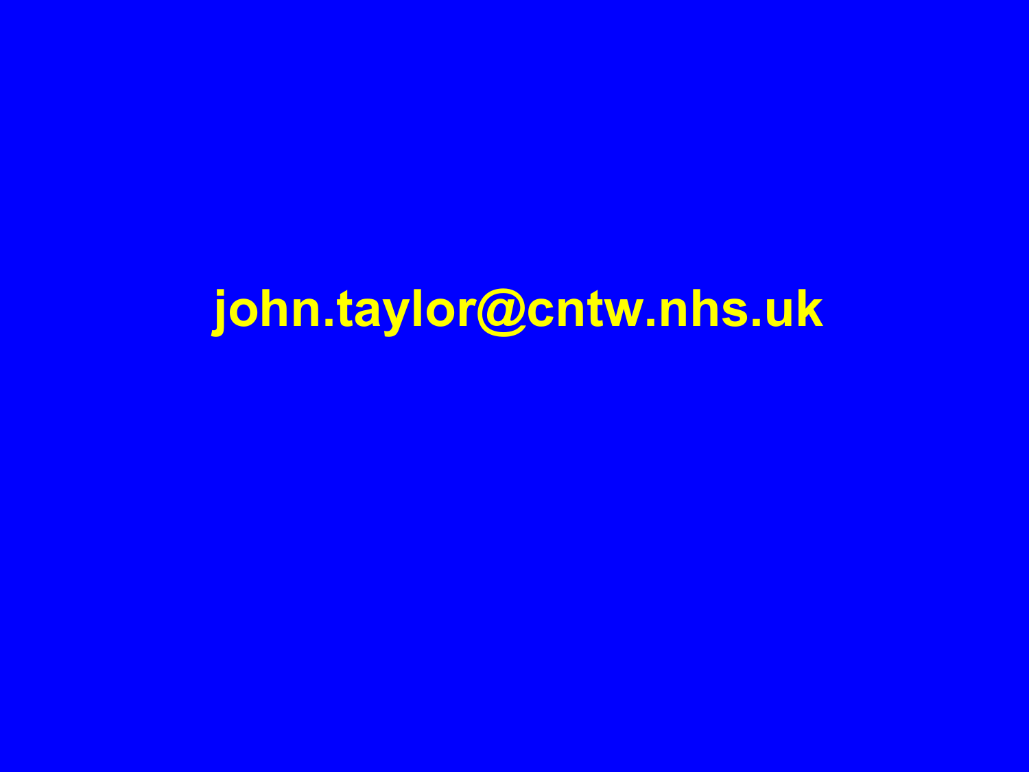**john.taylor@cntw.nhs.uk**